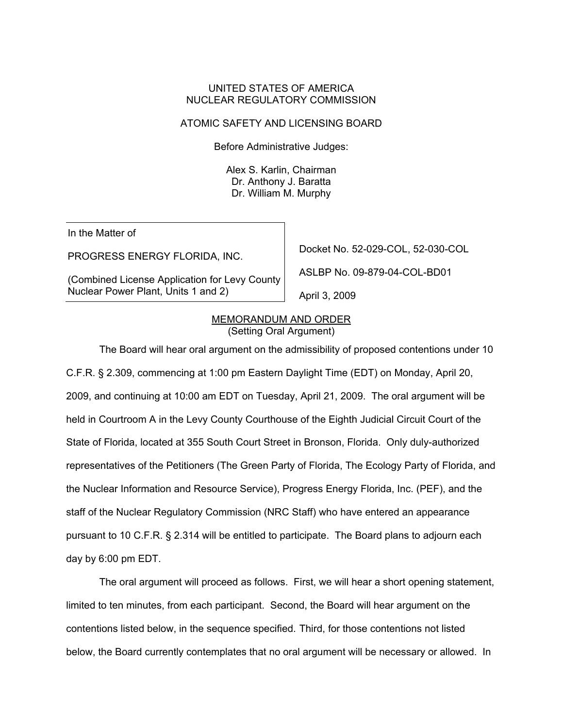UNITED STATES OF AMERICA
NUCLEAR REGULATORY COMMISSION

ATOMIC SAFETY AND LICENSING BOARD

Before Administrative Judges:

Alex S. Karlin, Chairman
Dr. Anthony J. Baratta
Dr. William M. Murphy

| In the Matter of<br><br>PROGRESS ENERGY FLORIDA, INC.<br><br>(Combined License Application for Levy County Nuclear Power Plant, Units 1 and 2) | Docket No. 52-029-COL, 52-030-COL<br><br>ASLBP No. 09-879-04-COL-BD01<br><br>April 3, 2009 |
| --- | --- |

## MEMORANDUM AND ORDER
(Setting Oral Argument)

The Board will hear oral argument on the admissibility of proposed contentions under 10 C.F.R. § 2.309, commencing at 1:00 pm Eastern Daylight Time (EDT) on Monday, April 20, 2009, and continuing at 10:00 am EDT on Tuesday, April 21, 2009. The oral argument will be held in Courtroom A in the Levy County Courthouse of the Eighth Judicial Circuit Court of the State of Florida, located at 355 South Court Street in Bronson, Florida. Only duly-authorized representatives of the Petitioners (The Green Party of Florida, The Ecology Party of Florida, and the Nuclear Information and Resource Service), Progress Energy Florida, Inc. (PEF), and the staff of the Nuclear Regulatory Commission (NRC Staff) who have entered an appearance pursuant to 10 C.F.R. § 2.314 will be entitled to participate. The Board plans to adjourn each day by 6:00 pm EDT.

The oral argument will proceed as follows. First, we will hear a short opening statement, limited to ten minutes, from each participant. Second, the Board will hear argument on the contentions listed below, in the sequence specified. Third, for those contentions not listed below, the Board currently contemplates that no oral argument will be necessary or allowed. In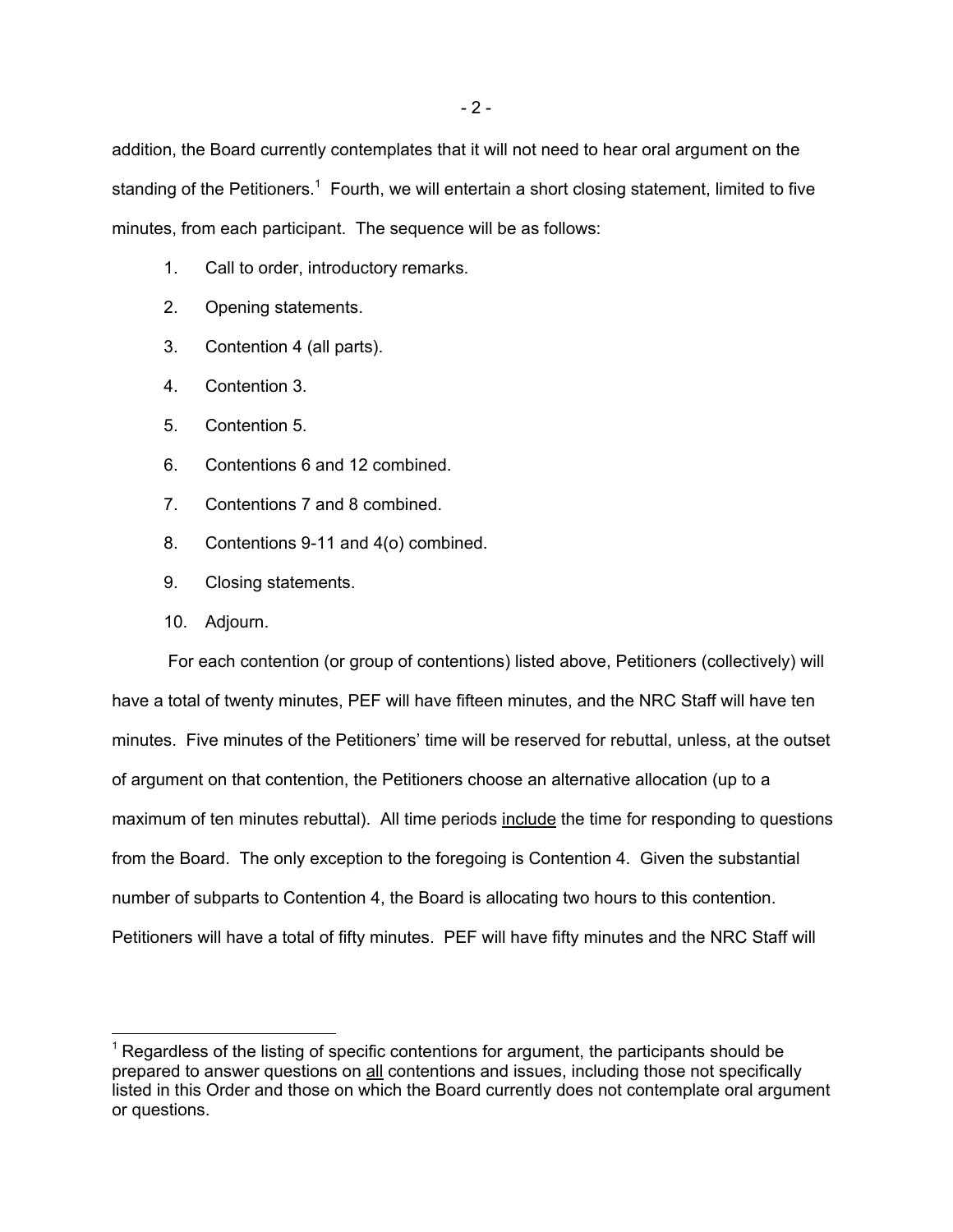addition, the Board currently contemplates that it will not need to hear oral argument on the standing of the Petitioners.[1] Fourth, we will entertain a short closing statement, limited to five minutes, from each participant. The sequence will be as follows:

1. Call to order, introductory remarks.
2. Opening statements.
3. Contention 4 (all parts).
4. Contention 3.
5. Contention 5.
6. Contentions 6 and 12 combined.
7. Contentions 7 and 8 combined.
8. Contentions 9-11 and 4(o) combined.
9. Closing statements.
10. Adjourn.

For each contention (or group of contentions) listed above, Petitioners (collectively) will have a total of twenty minutes, PEF will have fifteen minutes, and the NRC Staff will have ten minutes. Five minutes of the Petitioners' time will be reserved for rebuttal, unless, at the outset of argument on that contention, the Petitioners choose an alternative allocation (up to a maximum of ten minutes rebuttal). All time periods include the time for responding to questions from the Board. The only exception to the foregoing is Contention 4. Given the substantial number of subparts to Contention 4, the Board is allocating two hours to this contention. Petitioners will have a total of fifty minutes. PEF will have fifty minutes and the NRC Staff will

---

[1] Regardless of the listing of specific contentions for argument, the participants should be prepared to answer questions on all contentions and issues, including those not specifically listed in this Order and those on which the Board currently does not contemplate oral argument or questions.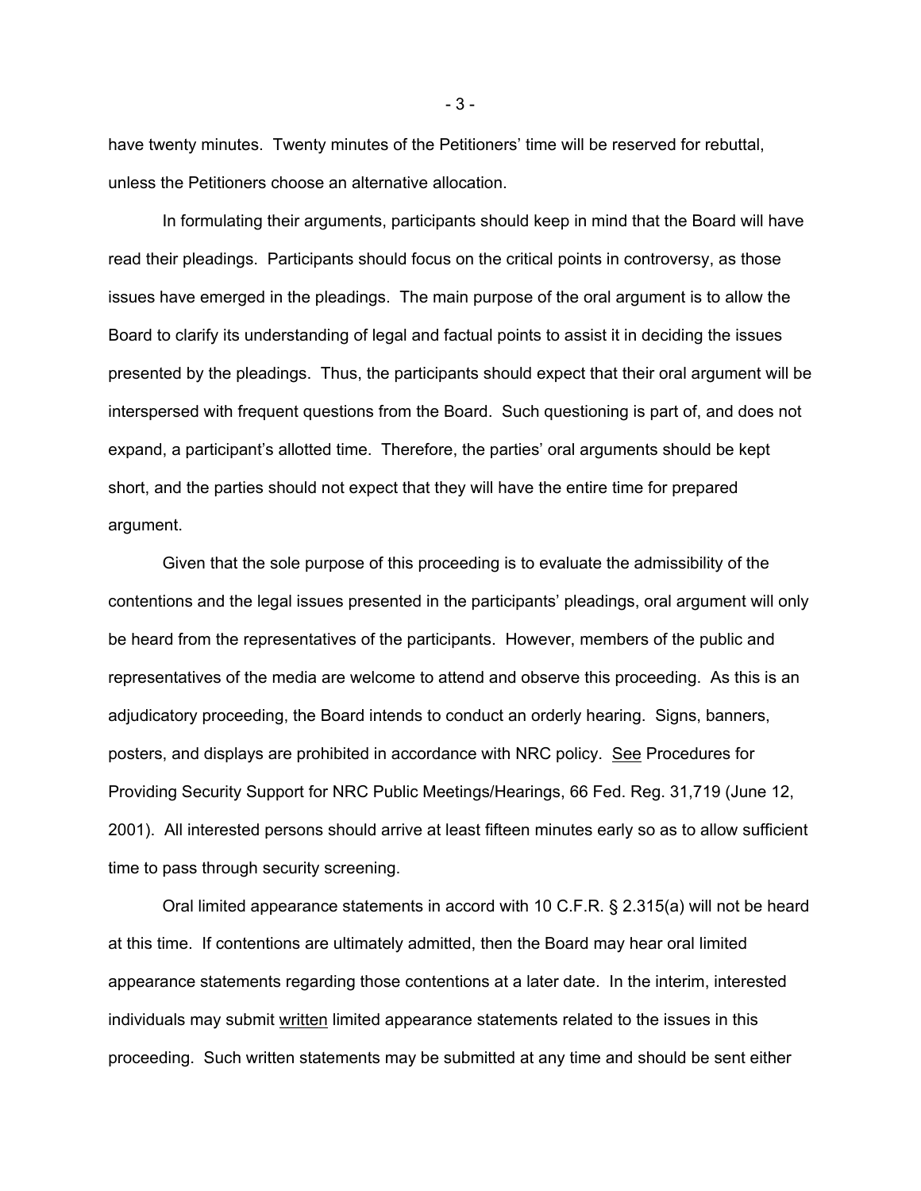have twenty minutes. Twenty minutes of the Petitioners' time will be reserved for rebuttal, unless the Petitioners choose an alternative allocation.

In formulating their arguments, participants should keep in mind that the Board will have read their pleadings. Participants should focus on the critical points in controversy, as those issues have emerged in the pleadings. The main purpose of the oral argument is to allow the Board to clarify its understanding of legal and factual points to assist it in deciding the issues presented by the pleadings. Thus, the participants should expect that their oral argument will be interspersed with frequent questions from the Board. Such questioning is part of, and does not expand, a participant's allotted time. Therefore, the parties' oral arguments should be kept short, and the parties should not expect that they will have the entire time for prepared argument.

Given that the sole purpose of this proceeding is to evaluate the admissibility of the contentions and the legal issues presented in the participants' pleadings, oral argument will only be heard from the representatives of the participants. However, members of the public and representatives of the media are welcome to attend and observe this proceeding. As this is an adjudicatory proceeding, the Board intends to conduct an orderly hearing. Signs, banners, posters, and displays are prohibited in accordance with NRC policy. See Procedures for Providing Security Support for NRC Public Meetings/Hearings, 66 Fed. Reg. 31,719 (June 12, 2001). All interested persons should arrive at least fifteen minutes early so as to allow sufficient time to pass through security screening.

Oral limited appearance statements in accord with 10 C.F.R. § 2.315(a) will not be heard at this time. If contentions are ultimately admitted, then the Board may hear oral limited appearance statements regarding those contentions at a later date. In the interim, interested individuals may submit written limited appearance statements related to the issues in this proceeding. Such written statements may be submitted at any time and should be sent either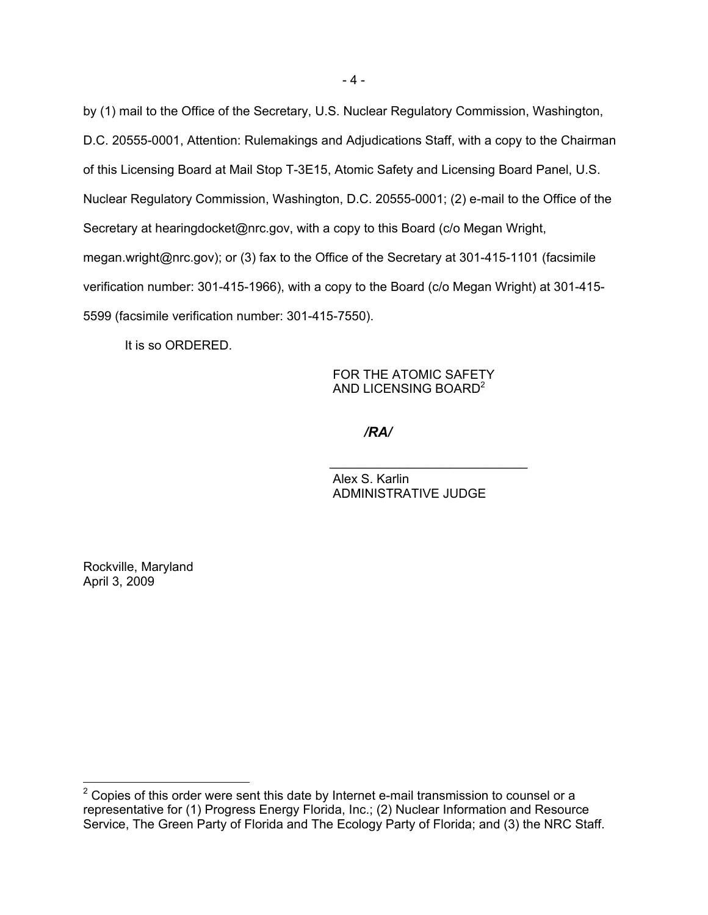by (1) mail to the Office of the Secretary, U.S. Nuclear Regulatory Commission, Washington, D.C. 20555-0001, Attention: Rulemakings and Adjudications Staff, with a copy to the Chairman of this Licensing Board at Mail Stop T-3E15, Atomic Safety and Licensing Board Panel, U.S. Nuclear Regulatory Commission, Washington, D.C. 20555-0001; (2) e-mail to the Office of the Secretary at hearingdocket@nrc.gov, with a copy to this Board (c/o Megan Wright, megan.wright@nrc.gov); or (3) fax to the Office of the Secretary at 301-415-1101 (facsimile verification number: 301-415-1966), with a copy to the Board (c/o Megan Wright) at 301-415-5599 (facsimile verification number: 301-415-7550).

It is so ORDERED.

FOR THE ATOMIC SAFETY
AND LICENSING BOARD[2]

***/RA/***

\_\_\_\_\_\_\_\_\_\_\_\_\_\_\_\_\_\_\_\_\_\_\_\_\_\_\_\_

Alex S. Karlin
ADMINISTRATIVE JUDGE

Rockville, Maryland
April 3, 2009

---

[2] Copies of this order were sent this date by Internet e-mail transmission to counsel or a representative for (1) Progress Energy Florida, Inc.; (2) Nuclear Information and Resource Service, The Green Party of Florida and The Ecology Party of Florida; and (3) the NRC Staff.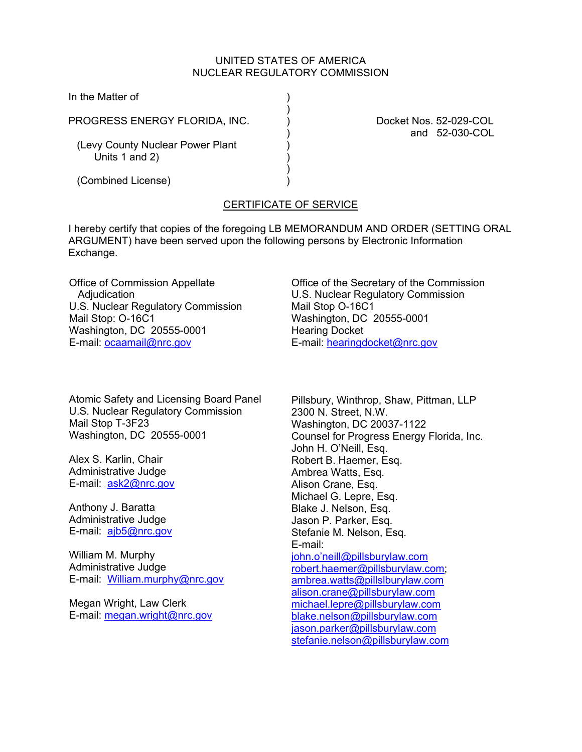UNITED STATES OF AMERICA
NUCLEAR REGULATORY COMMISSION

In the Matter of

PROGRESS ENERGY FLORIDA, INC.

(Levy County Nuclear Power Plant Units 1 and 2)

(Combined License)

Docket Nos. 52-029-COL and 52-030-COL

CERTIFICATE OF SERVICE

I hereby certify that copies of the foregoing LB MEMORANDUM AND ORDER (SETTING ORAL ARGUMENT) have been served upon the following persons by Electronic Information Exchange.

Office of Commission Appellate Adjudication
U.S. Nuclear Regulatory Commission
Mail Stop: O-16C1
Washington, DC 20555-0001
E-mail: ocaamail@nrc.gov

Office of the Secretary of the Commission
U.S. Nuclear Regulatory Commission
Mail Stop O-16C1
Washington, DC 20555-0001
Hearing Docket
E-mail: hearingdocket@nrc.gov

Atomic Safety and Licensing Board Panel
U.S. Nuclear Regulatory Commission
Mail Stop T-3F23
Washington, DC 20555-0001

Alex S. Karlin, Chair
Administrative Judge
E-mail: ask2@nrc.gov

Anthony J. Baratta
Administrative Judge
E-mail: ajb5@nrc.gov

William M. Murphy
Administrative Judge
E-mail: William.murphy@nrc.gov

Megan Wright, Law Clerk
E-mail: megan.wright@nrc.gov

Pillsbury, Winthrop, Shaw, Pittman, LLP
2300 N. Street, N.W.
Washington, DC 20037-1122
Counsel for Progress Energy Florida, Inc.
John H. O'Neill, Esq.
Robert B. Haemer, Esq.
Ambrea Watts, Esq.
Alison Crane, Esq.
Michael G. Lepre, Esq.
Blake J. Nelson, Esq.
Jason P. Parker, Esq.
Stefanie M. Nelson, Esq.
E-mail:
john.o'neill@pillsburylaw.com
robert.haemer@pillsburylaw.com;
ambrea.watts@pillslburylaw.com
alison.crane@pillsburylaw.com
michael.lepre@pillsburylaw.com
blake.nelson@pillsburylaw.com
jason.parker@pillsburylaw.com
stefanie.nelson@pillsburylaw.com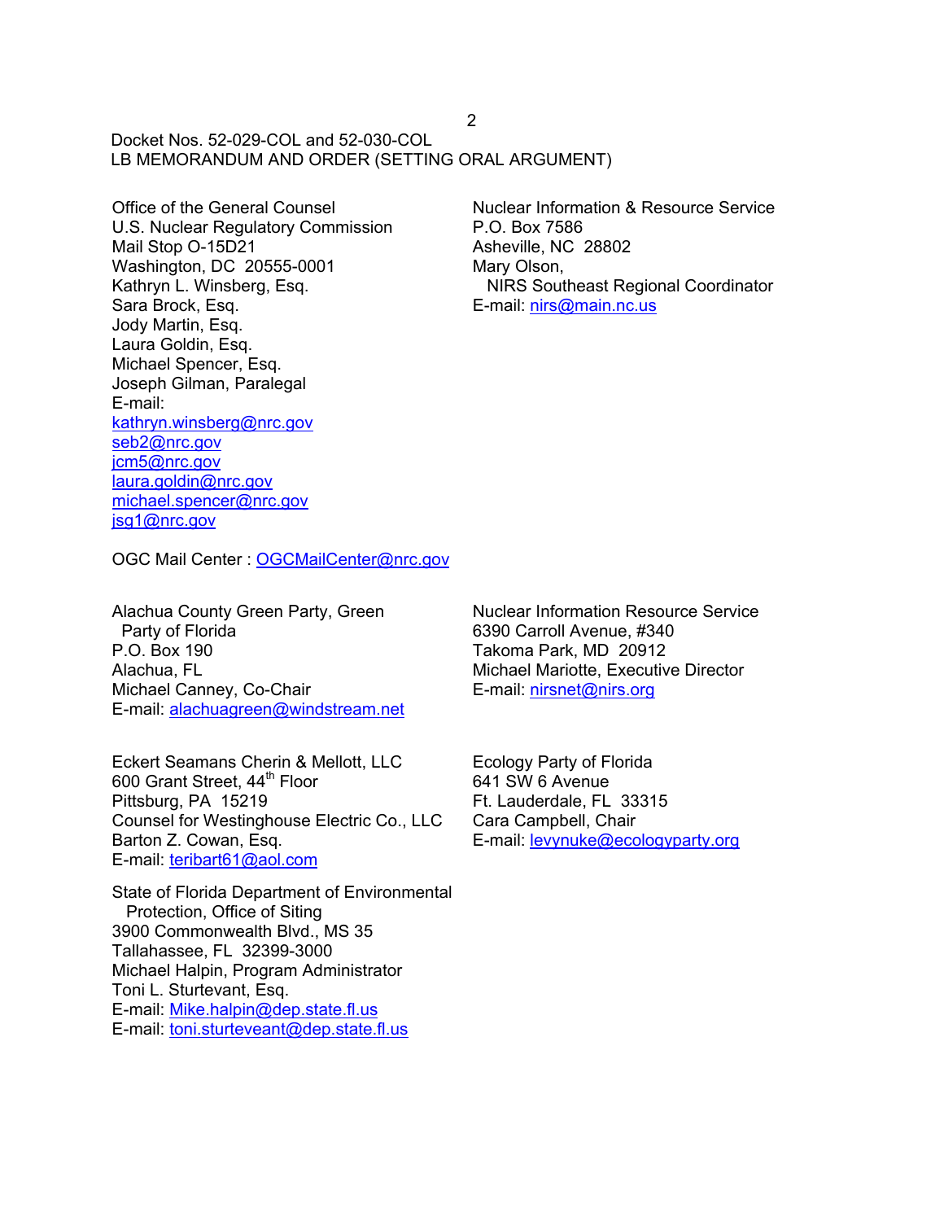Docket Nos. 52-029-COL and 52-030-COL
LB MEMORANDUM AND ORDER (SETTING ORAL ARGUMENT)

Office of the General Counsel
U.S. Nuclear Regulatory Commission
Mail Stop O-15D21
Washington, DC 20555-0001
Kathryn L. Winsberg, Esq.
Sara Brock, Esq.
Jody Martin, Esq.
Laura Goldin, Esq.
Michael Spencer, Esq.
Joseph Gilman, Paralegal
E-mail:
kathryn.winsberg@nrc.gov
seb2@nrc.gov
jcm5@nrc.gov
laura.goldin@nrc.gov
michael.spencer@nrc.gov
jsg1@nrc.gov

OGC Mail Center : OGCMailCenter@nrc.gov

Nuclear Information & Resource Service
P.O. Box 7586
Asheville, NC 28802
Mary Olson,
NIRS Southeast Regional Coordinator
E-mail: nirs@main.nc.us

Alachua County Green Party, Green Party of Florida
P.O. Box 190
Alachua, FL
Michael Canney, Co-Chair
E-mail: alachuagreen@windstream.net

Nuclear Information Resource Service
6390 Carroll Avenue, #340
Takoma Park, MD 20912
Michael Mariotte, Executive Director
E-mail: nirsnet@nirs.org

Eckert Seamans Cherin & Mellott, LLC
600 Grant Street, 44th Floor
Pittsburg, PA 15219
Counsel for Westinghouse Electric Co., LLC
Barton Z. Cowan, Esq.
E-mail: teribart61@aol.com

Ecology Party of Florida
641 SW 6 Avenue
Ft. Lauderdale, FL 33315
Cara Campbell, Chair
E-mail: levynuke@ecologyparty.org

State of Florida Department of Environmental Protection, Office of Siting
3900 Commonwealth Blvd., MS 35
Tallahassee, FL 32399-3000
Michael Halpin, Program Administrator
Toni L. Sturtevant, Esq.
E-mail: Mike.halpin@dep.state.fl.us
E-mail: toni.sturteveant@dep.state.fl.us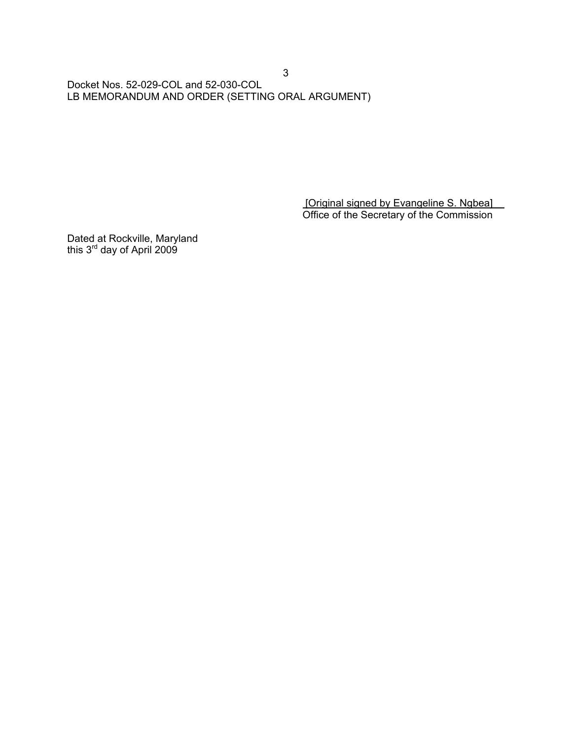Docket Nos. 52-029-COL and 52-030-COL
LB MEMORANDUM AND ORDER (SETTING ORAL ARGUMENT)

[Original signed by Evangeline S. Ngbea]
Office of the Secretary of the Commission

Dated at Rockville, Maryland
this 3rd day of April 2009